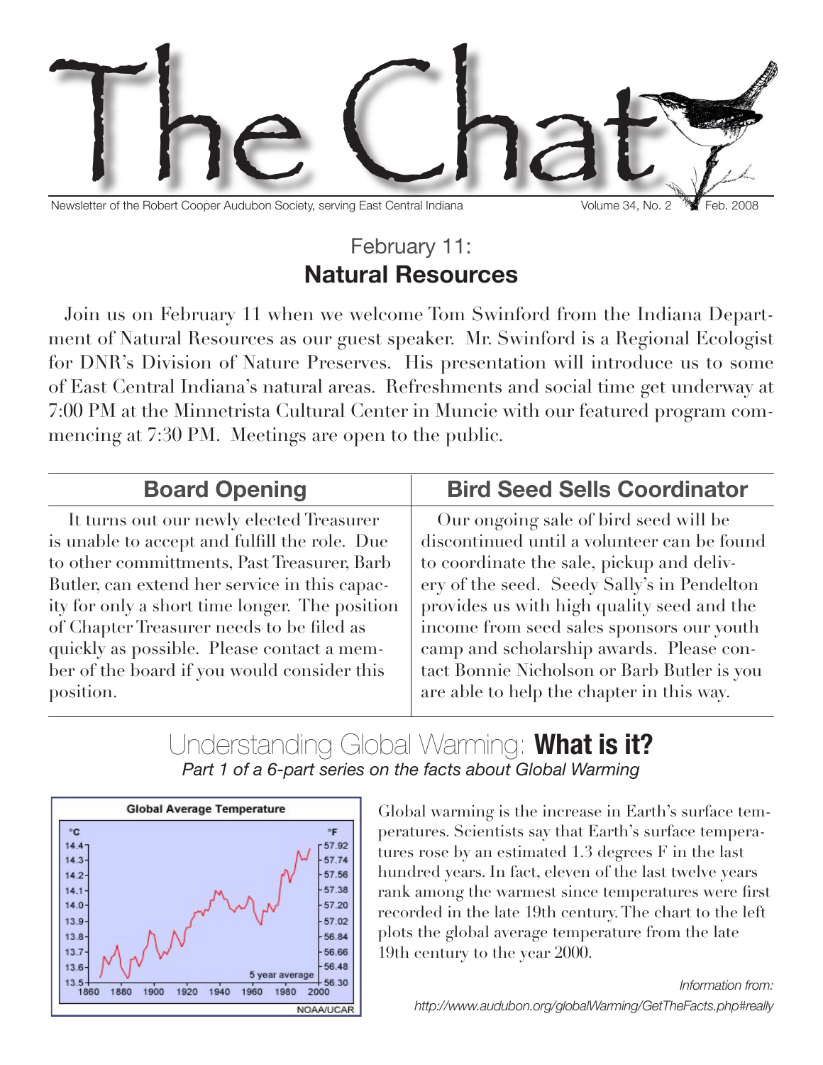# The Chat

Newsletter of the Robert Cooper Audubon Society, serving East Central Indiana — Volume 34, No. 2 — Feb. 2008

## February 11:
## **Natural Resources**

Join us on February 11 when we welcome Tom Swinford from the Indiana Department of Natural Resources as our guest speaker. Mr. Swinford is a Regional Ecologist for DNR's Division of Nature Preserves. His presentation will introduce us to some of East Central Indiana's natural areas. Refreshments and social time get underway at 7:00 PM at the Minnetrista Cultural Center in Muncie with our featured program commencing at 7:30 PM. Meetings are open to the public.

## Board Opening

It turns out our newly elected Treasurer is unable to accept and fulfill the role. Due to other committments, Past Treasurer, Barb Butler, can extend her service in this capacity for only a short time longer. The position of Chapter Treasurer needs to be filed as quickly as possible. Please contact a member of the board if you would consider this position.

## Bird Seed Sells Coordinator

Our ongoing sale of bird seed will be discontinued until a volunteer can be found to coordinate the sale, pickup and delivery of the seed. Seedy Sally's in Pendelton provides us with high quality seed and the income from seed sales sponsors our youth camp and scholarship awards. Please contact Bonnie Nicholson or Barb Butler is you are able to help the chapter in this way.

## Understanding Global Warming: **What is it?**

*Part 1 of a 6-part series on the facts about Global Warming*

Global Average Temperature

(°C: 13.5–14.4; °F: 56.30–57.92; 1860–2000; 5 year average; NOAA/UCAR)

Global warming is the increase in Earth's surface temperatures. Scientists say that Earth's surface temperatures rose by an estimated 1.3 degrees F in the last hundred years. In fact, eleven of the last twelve years rank among the warmest since temperatures were first recorded in the late 19th century. The chart to the left plots the global average temperature from the late 19th century to the year 2000.

*Information from:*
*http://www.audubon.org/globalWarming/GetTheFacts.php#really*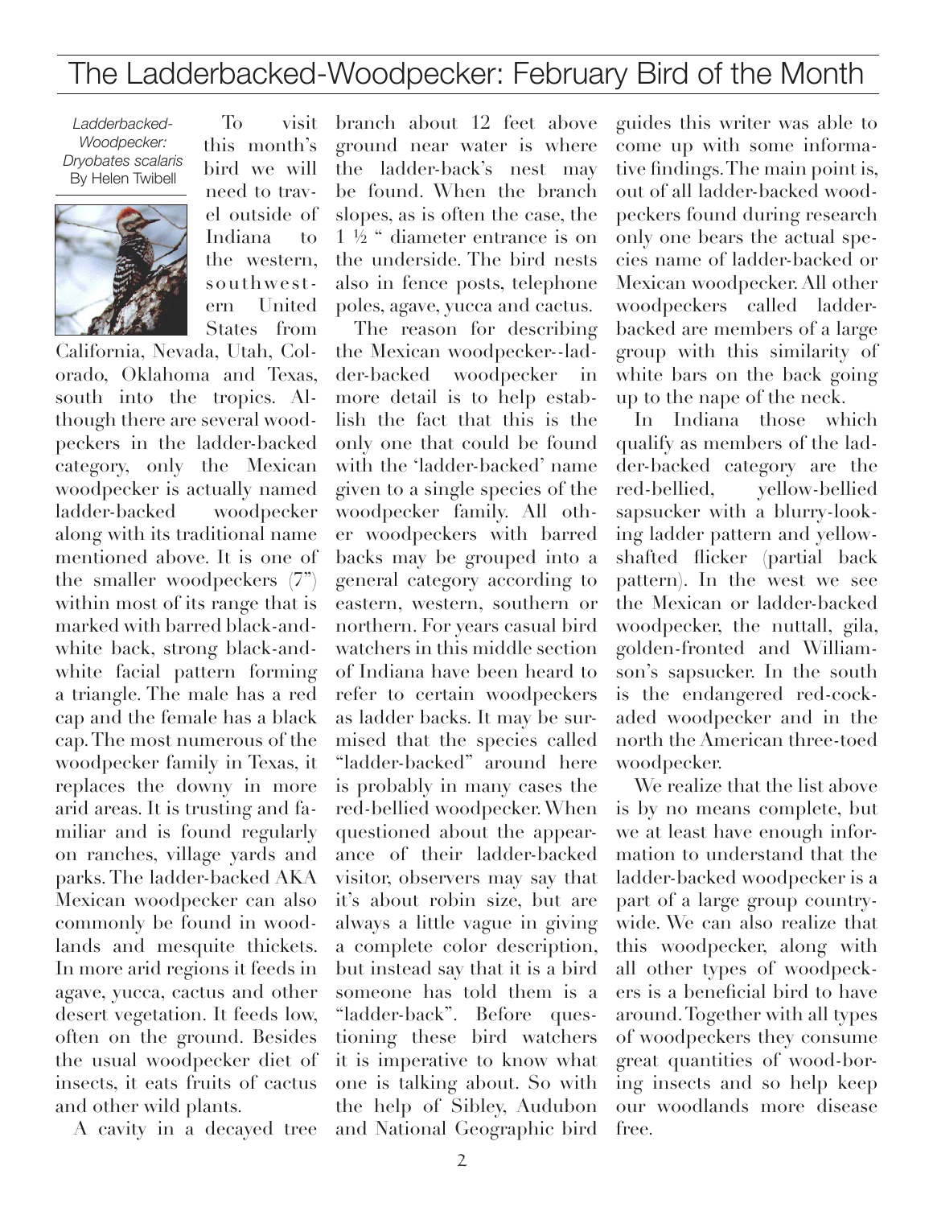# The Ladderbacked-Woodpecker: February Bird of the Month

*Ladderbacked-Woodpecker: Dryobates scalaris*
By Helen Twibell

To visit this month's bird we will need to travel outside of Indiana to the western, southwestern United States from California, Nevada, Utah, Colorado, Oklahoma and Texas, south into the tropics. Although there are several woodpeckers in the ladder-backed category, only the Mexican woodpecker is actually named ladder-backed woodpecker along with its traditional name mentioned above. It is one of the smaller woodpeckers (7") within most of its range that is marked with barred black-and-white back, strong black-and-white facial pattern forming a triangle. The male has a red cap and the female has a black cap. The most numerous of the woodpecker family in Texas, it replaces the downy in more arid areas. It is trusting and familiar and is found regularly on ranches, village yards and parks. The ladder-backed AKA Mexican woodpecker can also commonly be found in woodlands and mesquite thickets. In more arid regions it feeds in agave, yucca, cactus and other desert vegetation. It feeds low, often on the ground. Besides the usual woodpecker diet of insects, it eats fruits of cactus and other wild plants.

A cavity in a decayed tree branch about 12 feet above ground near water is where the ladder-back's nest may be found. When the branch slopes, as is often the case, the 1 ½ " diameter entrance is on the underside. The bird nests also in fence posts, telephone poles, agave, yucca and cactus.

The reason for describing the Mexican woodpecker--ladder-backed woodpecker in more detail is to help establish the fact that this is the only one that could be found with the 'ladder-backed' name given to a single species of the woodpecker family. All other woodpeckers with barred backs may be grouped into a general category according to eastern, western, southern or northern. For years casual bird watchers in this middle section of Indiana have been heard to refer to certain woodpeckers as ladder backs. It may be surmised that the species called "ladder-backed" around here is probably in many cases the red-bellied woodpecker. When questioned about the appearance of their ladder-backed visitor, observers may say that it's about robin size, but are always a little vague in giving a complete color description, but instead say that it is a bird someone has told them is a "ladder-back". Before questioning these bird watchers it is imperative to know what one is talking about. So with the help of Sibley, Audubon and National Geographic bird guides this writer was able to come up with some informative findings. The main point is, out of all ladder-backed woodpeckers found during research only one bears the actual species name of ladder-backed or Mexican woodpecker. All other woodpeckers called ladder-backed are members of a large group with this similarity of white bars on the back going up to the nape of the neck.

In Indiana those which qualify as members of the ladder-backed category are the red-bellied, yellow-bellied sapsucker with a blurry-looking ladder pattern and yellow-shafted flicker (partial back pattern). In the west we see the Mexican or ladder-backed woodpecker, the nuttall, gila, golden-fronted and Williamson's sapsucker. In the south is the endangered red-cockaded woodpecker and in the north the American three-toed woodpecker.

We realize that the list above is by no means complete, but we at least have enough information to understand that the ladder-backed woodpecker is a part of a large group countrywide. We can also realize that this woodpecker, along with all other types of woodpeckers is a beneficial bird to have around. Together with all types of woodpeckers they consume great quantities of wood-boring insects and so help keep our woodlands more disease free.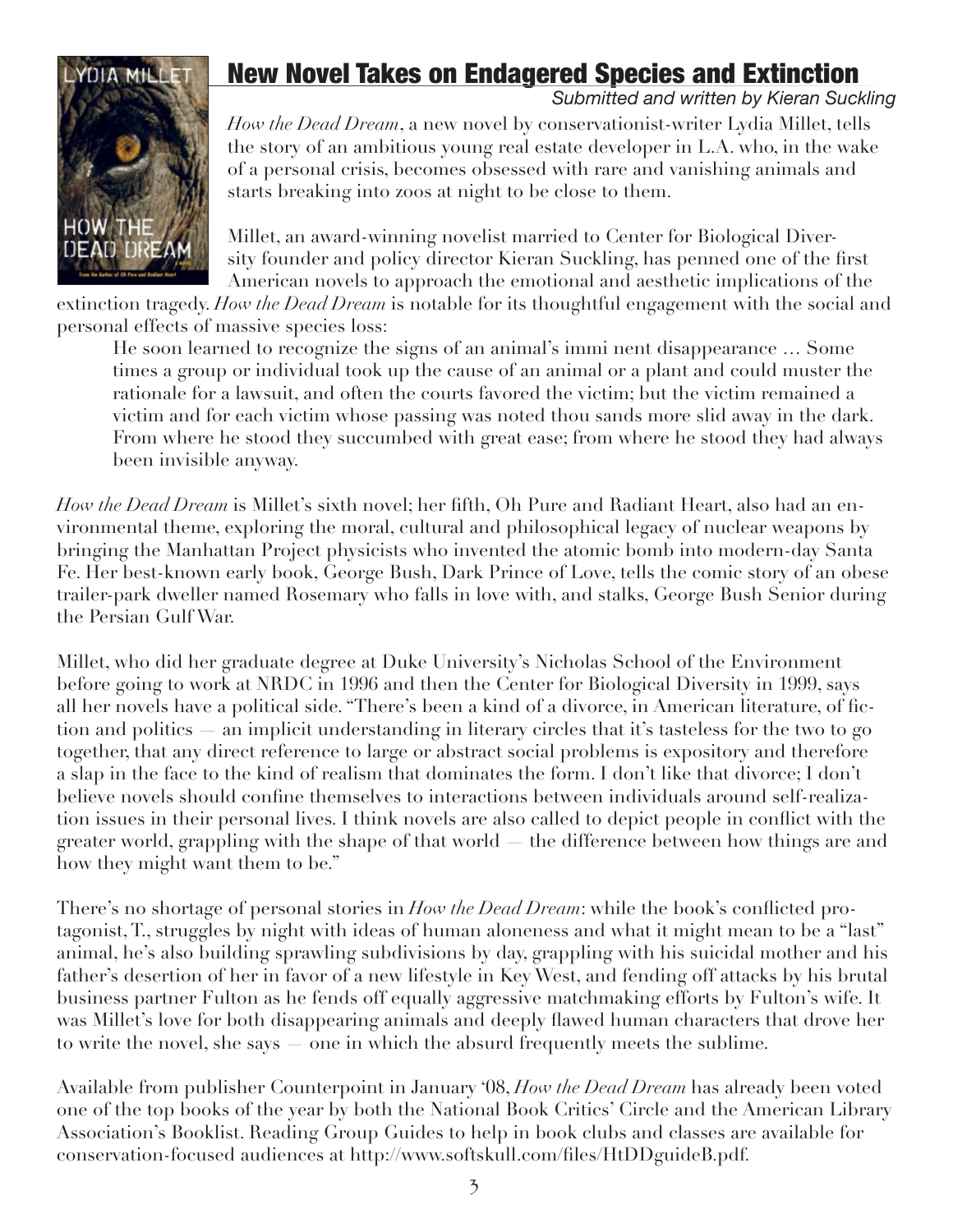# New Novel Takes on Endagered Species and Extinction

*Submitted and written by Kieran Suckling*

*How the Dead Dream*, a new novel by conservationist-writer Lydia Millet, tells the story of an ambitious young real estate developer in L.A. who, in the wake of a personal crisis, becomes obsessed with rare and vanishing animals and starts breaking into zoos at night to be close to them.

Millet, an award-winning novelist married to Center for Biological Diversity founder and policy director Kieran Suckling, has penned one of the first American novels to approach the emotional and aesthetic implications of the extinction tragedy. *How the Dead Dream* is notable for its thoughtful engagement with the social and personal effects of massive species loss:

> He soon learned to recognize the signs of an animal's immi nent disappearance … Some times a group or individual took up the cause of an animal or a plant and could muster the rationale for a lawsuit, and often the courts favored the victim; but the victim remained a victim and for each victim whose passing was noted thou sands more slid away in the dark. From where he stood they succumbed with great ease; from where he stood they had always been invisible anyway.

*How the Dead Dream* is Millet's sixth novel; her fifth, Oh Pure and Radiant Heart, also had an environmental theme, exploring the moral, cultural and philosophical legacy of nuclear weapons by bringing the Manhattan Project physicists who invented the atomic bomb into modern-day Santa Fe. Her best-known early book, George Bush, Dark Prince of Love, tells the comic story of an obese trailer-park dweller named Rosemary who falls in love with, and stalks, George Bush Senior during the Persian Gulf War.

Millet, who did her graduate degree at Duke University's Nicholas School of the Environment before going to work at NRDC in 1996 and then the Center for Biological Diversity in 1999, says all her novels have a political side. "There's been a kind of a divorce, in American literature, of fiction and politics — an implicit understanding in literary circles that it's tasteless for the two to go together, that any direct reference to large or abstract social problems is expository and therefore a slap in the face to the kind of realism that dominates the form. I don't like that divorce; I don't believe novels should confine themselves to interactions between individuals around self-realization issues in their personal lives. I think novels are also called to depict people in conflict with the greater world, grappling with the shape of that world — the difference between how things are and how they might want them to be."

There's no shortage of personal stories in *How the Dead Dream*: while the book's conflicted protagonist, T., struggles by night with ideas of human aloneness and what it might mean to be a "last" animal, he's also building sprawling subdivisions by day, grappling with his suicidal mother and his father's desertion of her in favor of a new lifestyle in Key West, and fending off attacks by his brutal business partner Fulton as he fends off equally aggressive matchmaking efforts by Fulton's wife. It was Millet's love for both disappearing animals and deeply flawed human characters that drove her to write the novel, she says — one in which the absurd frequently meets the sublime.

Available from publisher Counterpoint in January '08, *How the Dead Dream* has already been voted one of the top books of the year by both the National Book Critics' Circle and the American Library Association's Booklist. Reading Group Guides to help in book clubs and classes are available for conservation-focused audiences at http://www.softskull.com/files/HtDDguideB.pdf.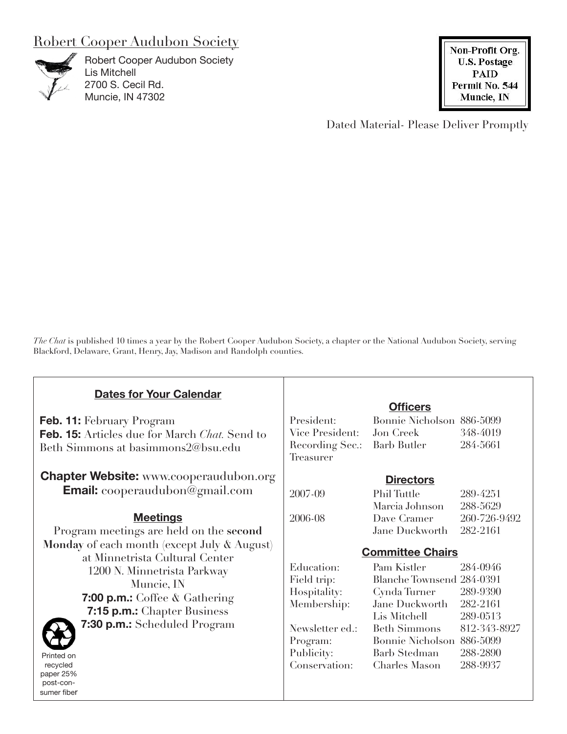Robert Cooper Audubon Society

Robert Cooper Audubon Society
Lis Mitchell
2700 S. Cecil Rd.
Muncie, IN 47302

Non-Profit Org.
U.S. Postage
PAID
Permit No. 544
Muncie, IN

Dated Material- Please Deliver Promptly

*The Chat* is published 10 times a year by the Robert Cooper Audubon Society, a chapter or the National Audubon Society, serving Blackford, Delaware, Grant, Henry, Jay, Madison and Randolph counties.

## Dates for Your Calendar

**Feb. 11:** February Program
**Feb. 15:** Articles due for March *Chat.* Send to Beth Simmons at basimmons2@bsu.edu

**Chapter Website:** www.cooperaudubon.org
**Email:** cooperaudubon@gmail.com

## Meetings

Program meetings are held on the **second Monday** of each month (except July & August) at Minnetrista Cultural Center
1200 N. Minnetrista Parkway
Muncie, IN

**7:00 p.m.:** Coffee & Gathering
**7:15 p.m.:** Chapter Business
**7:30 p.m.:** Scheduled Program

Printed on recycled paper 25% post-consumer fiber

## Officers

| | | |
|---|---|---|
| President: | Bonnie Nicholson | 886-5099 |
| Vice President: | Jon Creek | 348-4019 |
| Recording Sec.: | Barb Butler | 284-5661 |
| Treasurer | | |

## Directors

| | | |
|---|---|---|
| 2007-09 | Phil Tuttle | 289-4251 |
| | Marcia Johnson | 288-5629 |
| 2006-08 | Dave Cramer | 260-726-9492 |
| | Jane Duckworth | 282-2161 |

## Committee Chairs

| | | |
|---|---|---|
| Education: | Pam Kistler | 284-0946 |
| Field trip: | Blanche Townsend | 284-0391 |
| Hospitality: | Cynda Turner | 289-9390 |
| Membership: | Jane Duckworth | 282-2161 |
| | Lis Mitchell | 289-0513 |
| Newsletter ed.: | Beth Simmons | 812-343-8927 |
| Program: | Bonnie Nicholson | 886-5099 |
| Publicity: | Barb Stedman | 288-2890 |
| Conservation: | Charles Mason | 288-9937 |